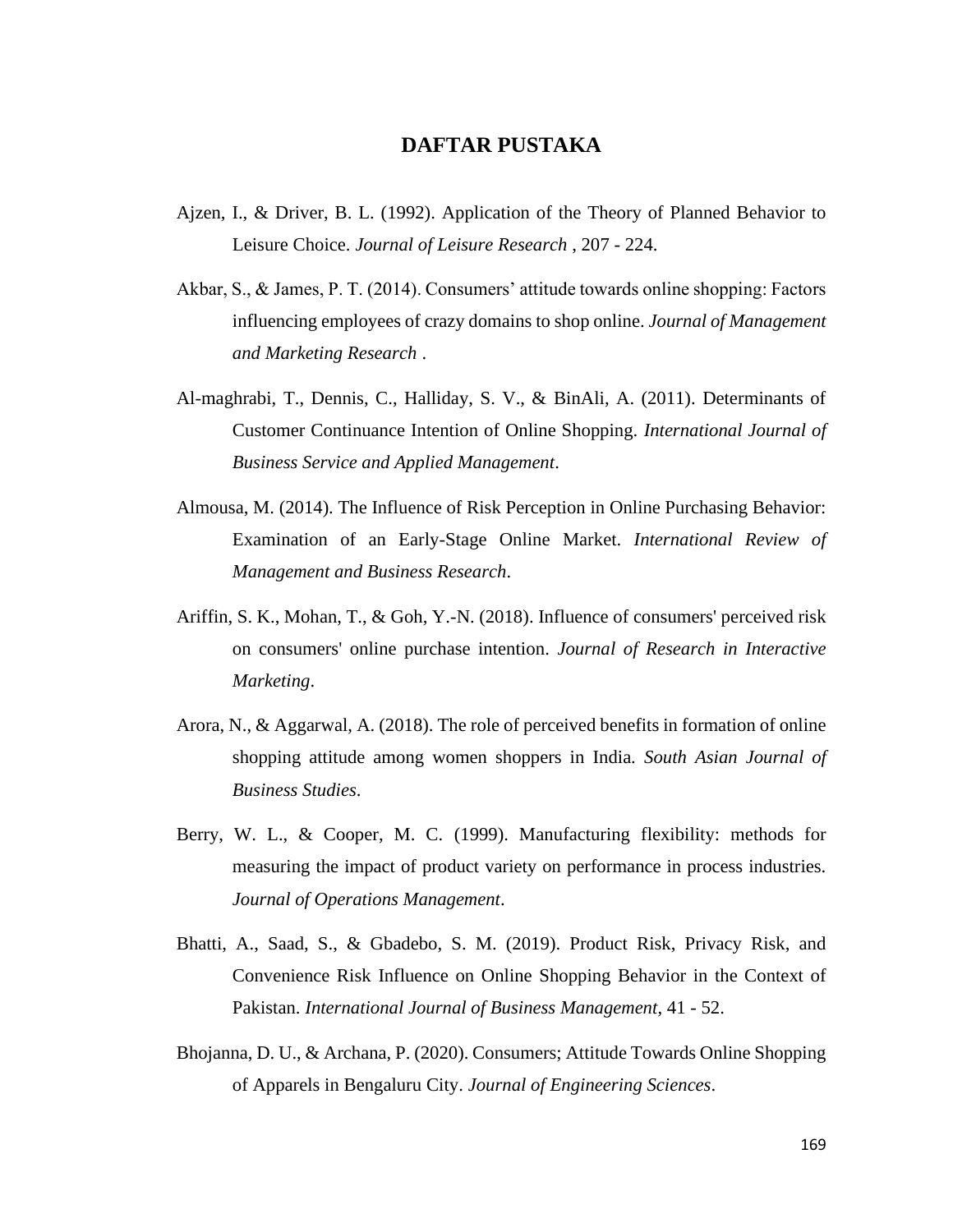# DAFTAR PUSTAKA

Ajzen, I., & Driver, B. L. (1992). Application of the Theory of Planned Behavior to Leisure Choice. *Journal of Leisure Research* , 207 - 224.

Akbar, S., & James, P. T. (2014). Consumers' attitude towards online shopping: Factors influencing employees of crazy domains to shop online. *Journal of Management and Marketing Research* .

Al-maghrabi, T., Dennis, C., Halliday, S. V., & BinAli, A. (2011). Determinants of Customer Continuance Intention of Online Shopping. *International Journal of Business Service and Applied Management*.

Almousa, M. (2014). The Influence of Risk Perception in Online Purchasing Behavior: Examination of an Early-Stage Online Market. *International Review of Management and Business Research*.

Ariffin, S. K., Mohan, T., & Goh, Y.-N. (2018). Influence of consumers' perceived risk on consumers' online purchase intention. *Journal of Research in Interactive Marketing*.

Arora, N., & Aggarwal, A. (2018). The role of perceived benefits in formation of online shopping attitude among women shoppers in India. *South Asian Journal of Business Studies*.

Berry, W. L., & Cooper, M. C. (1999). Manufacturing flexibility: methods for measuring the impact of product variety on performance in process industries. *Journal of Operations Management*.

Bhatti, A., Saad, S., & Gbadebo, S. M. (2019). Product Risk, Privacy Risk, and Convenience Risk Influence on Online Shopping Behavior in the Context of Pakistan. *International Journal of Business Management*, 41 - 52.

Bhojanna, D. U., & Archana, P. (2020). Consumers; Attitude Towards Online Shopping of Apparels in Bengaluru City. *Journal of Engineering Sciences*.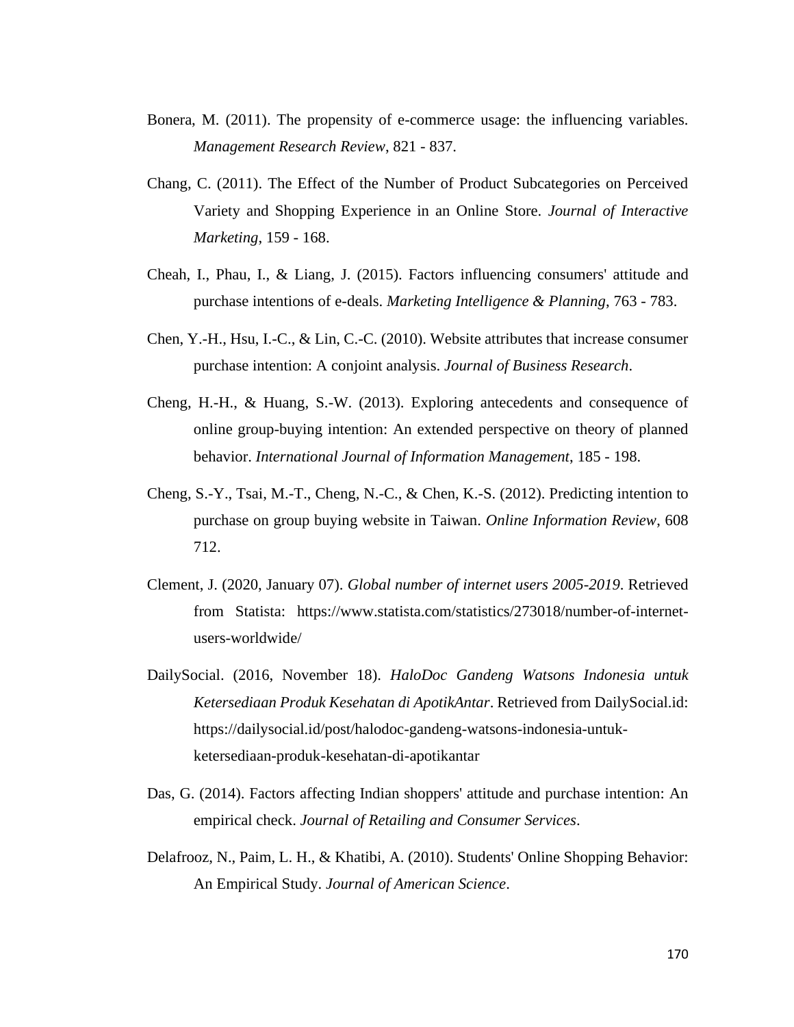Bonera, M. (2011). The propensity of e-commerce usage: the influencing variables. *Management Research Review*, 821 - 837.

Chang, C. (2011). The Effect of the Number of Product Subcategories on Perceived Variety and Shopping Experience in an Online Store. *Journal of Interactive Marketing*, 159 - 168.

Cheah, I., Phau, I., & Liang, J. (2015). Factors influencing consumers' attitude and purchase intentions of e-deals. *Marketing Intelligence & Planning*, 763 - 783.

Chen, Y.-H., Hsu, I.-C., & Lin, C.-C. (2010). Website attributes that increase consumer purchase intention: A conjoint analysis. *Journal of Business Research*.

Cheng, H.-H., & Huang, S.-W. (2013). Exploring antecedents and consequence of online group-buying intention: An extended perspective on theory of planned behavior. *International Journal of Information Management*, 185 - 198.

Cheng, S.-Y., Tsai, M.-T., Cheng, N.-C., & Chen, K.-S. (2012). Predicting intention to purchase on group buying website in Taiwan. *Online Information Review*, 608 712.

Clement, J. (2020, January 07). *Global number of internet users 2005-2019*. Retrieved from Statista: https://www.statista.com/statistics/273018/number-of-internet-users-worldwide/

DailySocial. (2016, November 18). *HaloDoc Gandeng Watsons Indonesia untuk Ketersediaan Produk Kesehatan di ApotikAntar*. Retrieved from DailySocial.id: https://dailysocial.id/post/halodoc-gandeng-watsons-indonesia-untuk-ketersediaan-produk-kesehatan-di-apotikantar

Das, G. (2014). Factors affecting Indian shoppers' attitude and purchase intention: An empirical check. *Journal of Retailing and Consumer Services*.

Delafrooz, N., Paim, L. H., & Khatibi, A. (2010). Students' Online Shopping Behavior: An Empirical Study. *Journal of American Science*.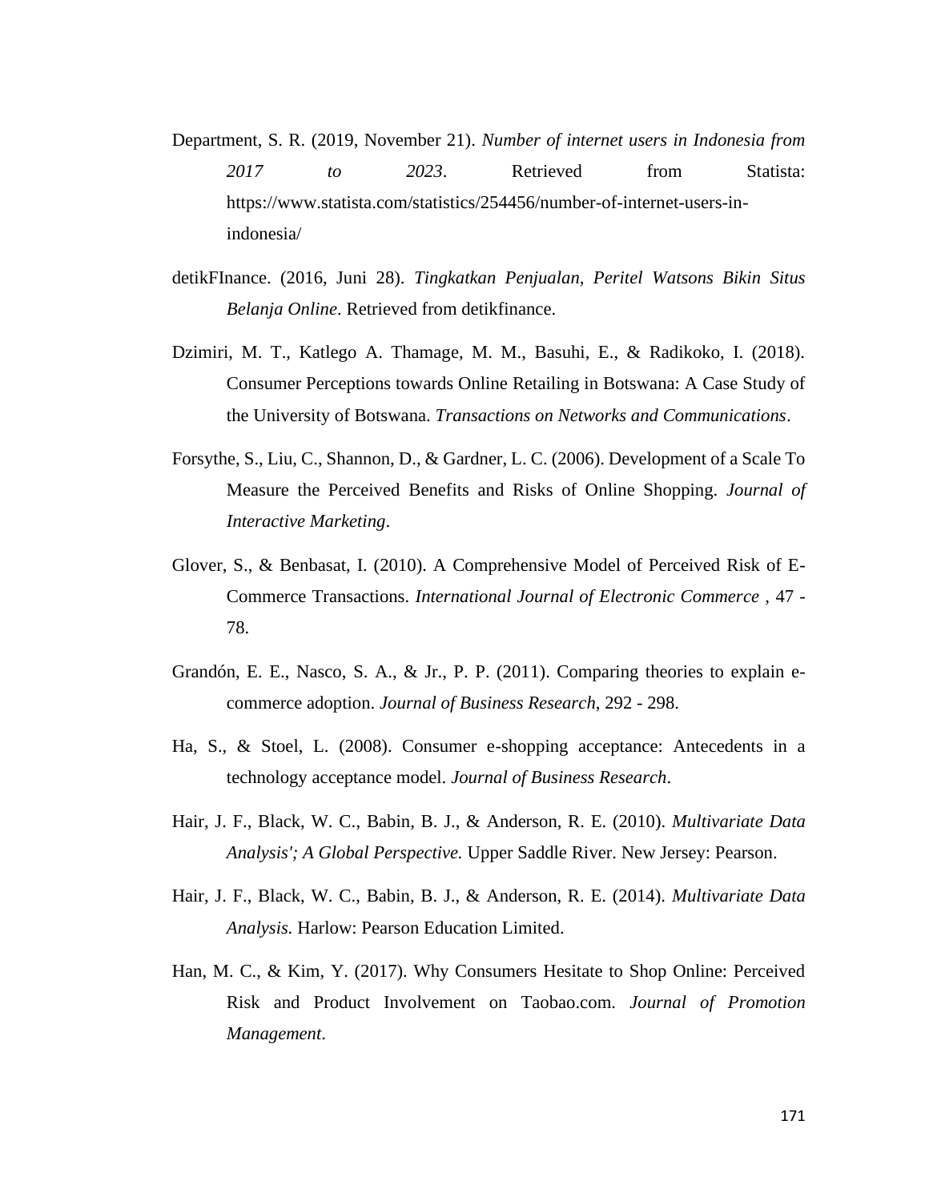Department, S. R. (2019, November 21). *Number of internet users in Indonesia from 2017 to 2023*. Retrieved from Statista: https://www.statista.com/statistics/254456/number-of-internet-users-in-indonesia/

detikFInance. (2016, Juni 28). *Tingkatkan Penjualan, Peritel Watsons Bikin Situs Belanja Online*. Retrieved from detikfinance.

Dzimiri, M. T., Katlego A. Thamage, M. M., Basuhi, E., & Radikoko, I. (2018). Consumer Perceptions towards Online Retailing in Botswana: A Case Study of the University of Botswana. *Transactions on Networks and Communications*.

Forsythe, S., Liu, C., Shannon, D., & Gardner, L. C. (2006). Development of a Scale To Measure the Perceived Benefits and Risks of Online Shopping. *Journal of Interactive Marketing*.

Glover, S., & Benbasat, I. (2010). A Comprehensive Model of Perceived Risk of E-Commerce Transactions. *International Journal of Electronic Commerce* , 47 - 78.

Grandón, E. E., Nasco, S. A., & Jr., P. P. (2011). Comparing theories to explain e-commerce adoption. *Journal of Business Research*, 292 - 298.

Ha, S., & Stoel, L. (2008). Consumer e-shopping acceptance: Antecedents in a technology acceptance model. *Journal of Business Research*.

Hair, J. F., Black, W. C., Babin, B. J., & Anderson, R. E. (2010). *Multivariate Data Analysis'; A Global Perspective.* Upper Saddle River. New Jersey: Pearson.

Hair, J. F., Black, W. C., Babin, B. J., & Anderson, R. E. (2014). *Multivariate Data Analysis.* Harlow: Pearson Education Limited.

Han, M. C., & Kim, Y. (2017). Why Consumers Hesitate to Shop Online: Perceived Risk and Product Involvement on Taobao.com. *Journal of Promotion Management*.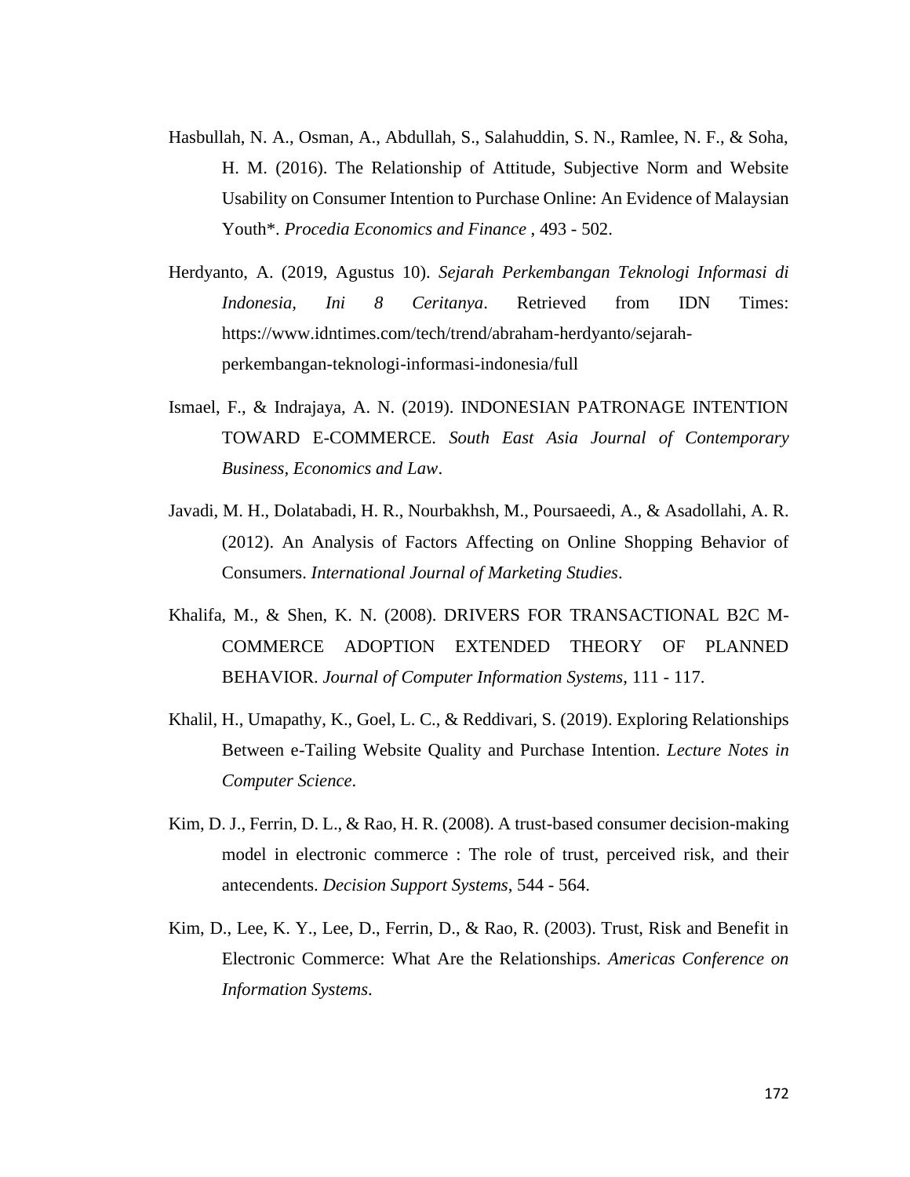Hasbullah, N. A., Osman, A., Abdullah, S., Salahuddin, S. N., Ramlee, N. F., & Soha, H. M. (2016). The Relationship of Attitude, Subjective Norm and Website Usability on Consumer Intention to Purchase Online: An Evidence of Malaysian Youth*. *Procedia Economics and Finance* , 493 - 502.

Herdyanto, A. (2019, Agustus 10). *Sejarah Perkembangan Teknologi Informasi di Indonesia, Ini 8 Ceritanya*. Retrieved from IDN Times: https://www.idntimes.com/tech/trend/abraham-herdyanto/sejarah-perkembangan-teknologi-informasi-indonesia/full

Ismael, F., & Indrajaya, A. N. (2019). INDONESIAN PATRONAGE INTENTION TOWARD E-COMMERCE. *South East Asia Journal of Contemporary Business, Economics and Law*.

Javadi, M. H., Dolatabadi, H. R., Nourbakhsh, M., Poursaeedi, A., & Asadollahi, A. R. (2012). An Analysis of Factors Affecting on Online Shopping Behavior of Consumers. *International Journal of Marketing Studies*.

Khalifa, M., & Shen, K. N. (2008). DRIVERS FOR TRANSACTIONAL B2C M-COMMERCE ADOPTION EXTENDED THEORY OF PLANNED BEHAVIOR. *Journal of Computer Information Systems*, 111 - 117.

Khalil, H., Umapathy, K., Goel, L. C., & Reddivari, S. (2019). Exploring Relationships Between e-Tailing Website Quality and Purchase Intention. *Lecture Notes in Computer Science*.

Kim, D. J., Ferrin, D. L., & Rao, H. R. (2008). A trust-based consumer decision-making model in electronic commerce : The role of trust, perceived risk, and their antecendents. *Decision Support Systems*, 544 - 564.

Kim, D., Lee, K. Y., Lee, D., Ferrin, D., & Rao, R. (2003). Trust, Risk and Benefit in Electronic Commerce: What Are the Relationships. *Americas Conference on Information Systems*.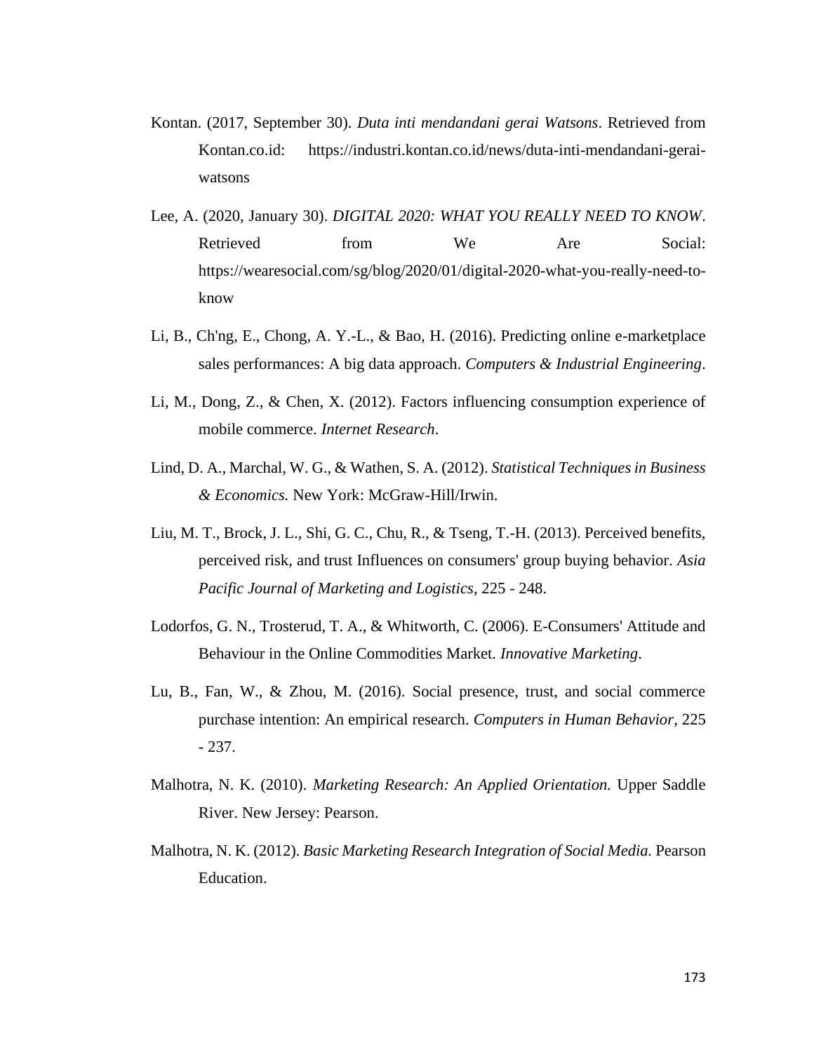Kontan. (2017, September 30). *Duta inti mendandani gerai Watsons*. Retrieved from Kontan.co.id: https://industri.kontan.co.id/news/duta-inti-mendandani-gerai-watsons

Lee, A. (2020, January 30). *DIGITAL 2020: WHAT YOU REALLY NEED TO KNOW*. Retrieved from We Are Social: https://wearesocial.com/sg/blog/2020/01/digital-2020-what-you-really-need-to-know

Li, B., Ch'ng, E., Chong, A. Y.-L., & Bao, H. (2016). Predicting online e-marketplace sales performances: A big data approach. *Computers & Industrial Engineering*.

Li, M., Dong, Z., & Chen, X. (2012). Factors influencing consumption experience of mobile commerce. *Internet Research*.

Lind, D. A., Marchal, W. G., & Wathen, S. A. (2012). *Statistical Techniques in Business & Economics.* New York: McGraw-Hill/Irwin.

Liu, M. T., Brock, J. L., Shi, G. C., Chu, R., & Tseng, T.-H. (2013). Perceived benefits, perceived risk, and trust Influences on consumers' group buying behavior. *Asia Pacific Journal of Marketing and Logistics*, 225 - 248.

Lodorfos, G. N., Trosterud, T. A., & Whitworth, C. (2006). E-Consumers' Attitude and Behaviour in the Online Commodities Market. *Innovative Marketing*.

Lu, B., Fan, W., & Zhou, M. (2016). Social presence, trust, and social commerce purchase intention: An empirical research. *Computers in Human Behavior*, 225 - 237.

Malhotra, N. K. (2010). *Marketing Research: An Applied Orientation.* Upper Saddle River. New Jersey: Pearson.

Malhotra, N. K. (2012). *Basic Marketing Research Integration of Social Media.* Pearson Education.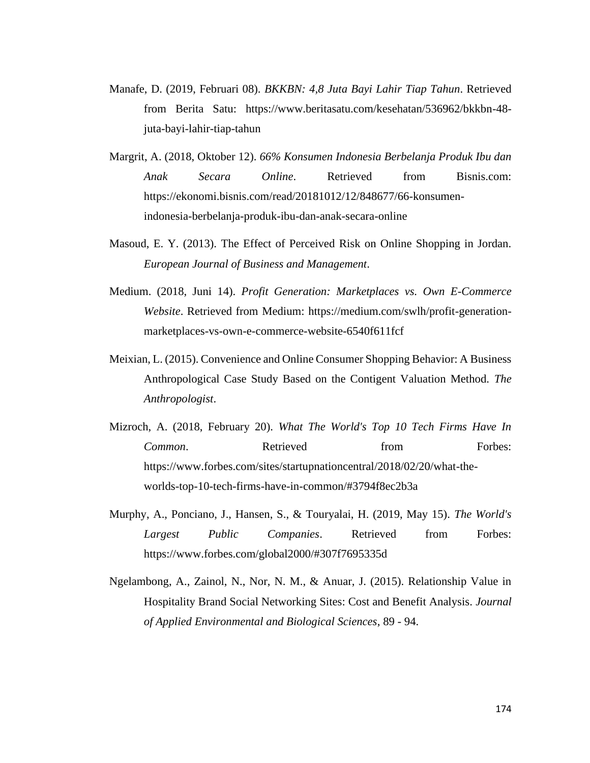Manafe, D. (2019, Februari 08). *BKKBN: 4,8 Juta Bayi Lahir Tiap Tahun*. Retrieved from Berita Satu: https://www.beritasatu.com/kesehatan/536962/bkkbn-48-juta-bayi-lahir-tiap-tahun

Margrit, A. (2018, Oktober 12). *66% Konsumen Indonesia Berbelanja Produk Ibu dan Anak Secara Online*. Retrieved from Bisnis.com: https://ekonomi.bisnis.com/read/20181012/12/848677/66-konsumen-indonesia-berbelanja-produk-ibu-dan-anak-secara-online

Masoud, E. Y. (2013). The Effect of Perceived Risk on Online Shopping in Jordan. *European Journal of Business and Management*.

Medium. (2018, Juni 14). *Profit Generation: Marketplaces vs. Own E-Commerce Website*. Retrieved from Medium: https://medium.com/swlh/profit-generation-marketplaces-vs-own-e-commerce-website-6540f611fcf

Meixian, L. (2015). Convenience and Online Consumer Shopping Behavior: A Business Anthropological Case Study Based on the Contigent Valuation Method. *The Anthropologist*.

Mizroch, A. (2018, February 20). *What The World's Top 10 Tech Firms Have In Common*. Retrieved from Forbes: https://www.forbes.com/sites/startupnationcentral/2018/02/20/what-the-worlds-top-10-tech-firms-have-in-common/#3794f8ec2b3a

Murphy, A., Ponciano, J., Hansen, S., & Touryalai, H. (2019, May 15). *The World's Largest Public Companies*. Retrieved from Forbes: https://www.forbes.com/global2000/#307f7695335d

Ngelambong, A., Zainol, N., Nor, N. M., & Anuar, J. (2015). Relationship Value in Hospitality Brand Social Networking Sites: Cost and Benefit Analysis. *Journal of Applied Environmental and Biological Sciences*, 89 - 94.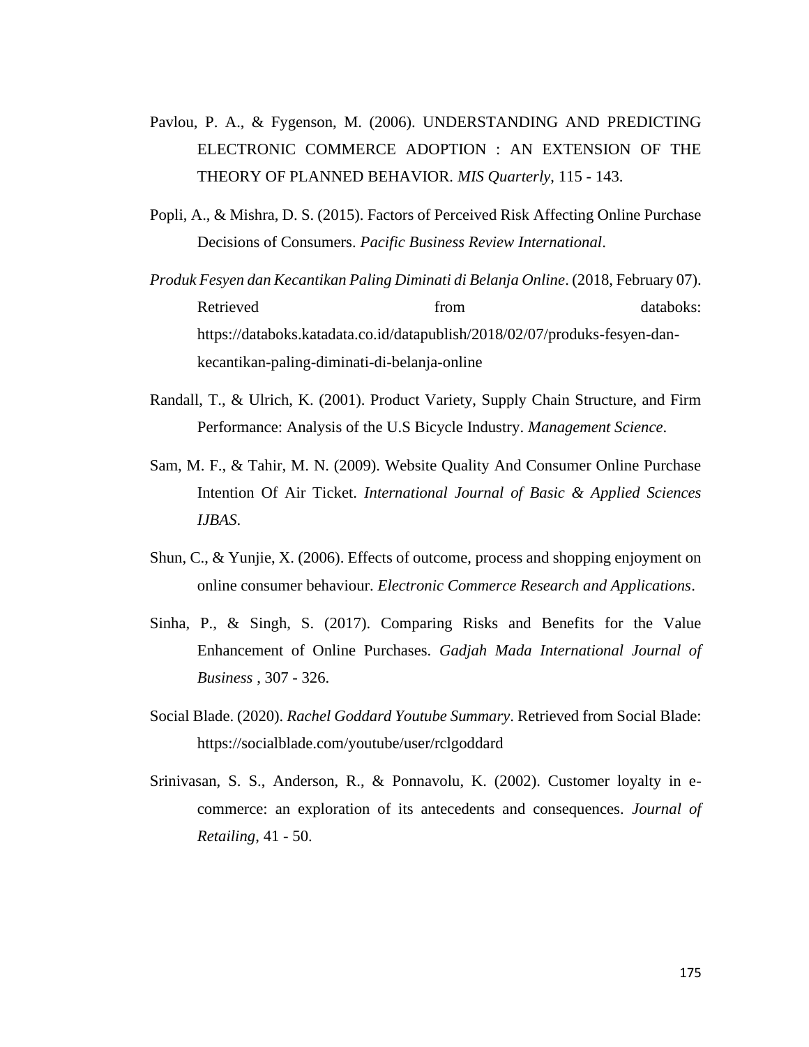Pavlou, P. A., & Fygenson, M. (2006). UNDERSTANDING AND PREDICTING ELECTRONIC COMMERCE ADOPTION : AN EXTENSION OF THE THEORY OF PLANNED BEHAVIOR. *MIS Quarterly*, 115 - 143.

Popli, A., & Mishra, D. S. (2015). Factors of Perceived Risk Affecting Online Purchase Decisions of Consumers. *Pacific Business Review International*.

*Produk Fesyen dan Kecantikan Paling Diminati di Belanja Online*. (2018, February 07). Retrieved from databoks: https://databoks.katadata.co.id/datapublish/2018/02/07/produks-fesyen-dan-kecantikan-paling-diminati-di-belanja-online

Randall, T., & Ulrich, K. (2001). Product Variety, Supply Chain Structure, and Firm Performance: Analysis of the U.S Bicycle Industry. *Management Science*.

Sam, M. F., & Tahir, M. N. (2009). Website Quality And Consumer Online Purchase Intention Of Air Ticket. *International Journal of Basic & Applied Sciences IJBAS*.

Shun, C., & Yunjie, X. (2006). Effects of outcome, process and shopping enjoyment on online consumer behaviour. *Electronic Commerce Research and Applications*.

Sinha, P., & Singh, S. (2017). Comparing Risks and Benefits for the Value Enhancement of Online Purchases. *Gadjah Mada International Journal of Business* , 307 - 326.

Social Blade. (2020). *Rachel Goddard Youtube Summary*. Retrieved from Social Blade: https://socialblade.com/youtube/user/rclgoddard

Srinivasan, S. S., Anderson, R., & Ponnavolu, K. (2002). Customer loyalty in e-commerce: an exploration of its antecedents and consequences. *Journal of Retailing*, 41 - 50.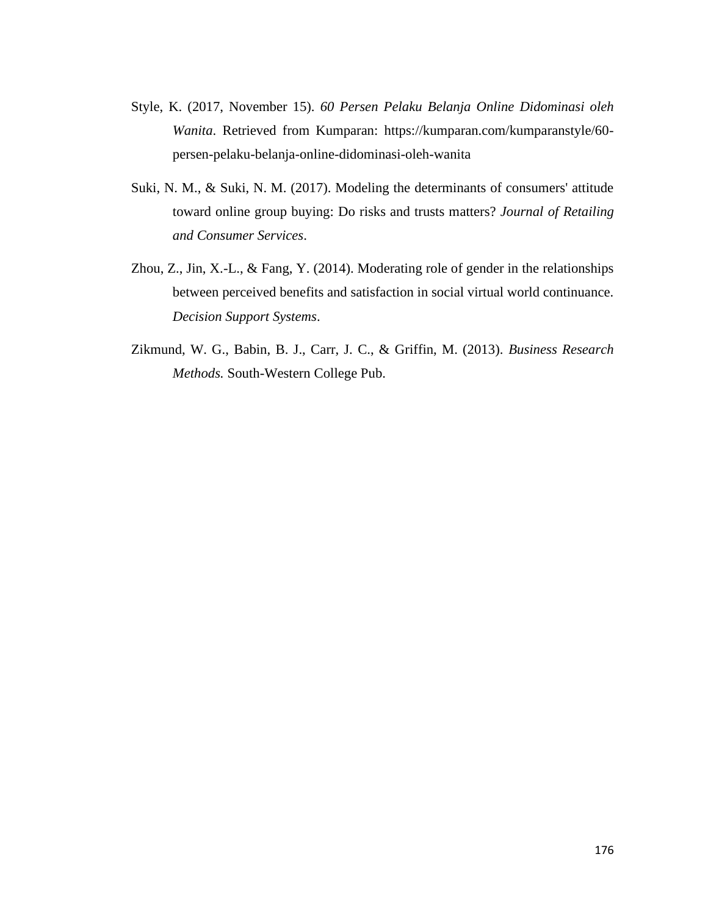Style, K. (2017, November 15). *60 Persen Pelaku Belanja Online Didominasi oleh Wanita*. Retrieved from Kumparan: https://kumparan.com/kumparanstyle/60-persen-pelaku-belanja-online-didominasi-oleh-wanita

Suki, N. M., & Suki, N. M. (2017). Modeling the determinants of consumers' attitude toward online group buying: Do risks and trusts matters? *Journal of Retailing and Consumer Services*.

Zhou, Z., Jin, X.-L., & Fang, Y. (2014). Moderating role of gender in the relationships between perceived benefits and satisfaction in social virtual world continuance. *Decision Support Systems*.

Zikmund, W. G., Babin, B. J., Carr, J. C., & Griffin, M. (2013). *Business Research Methods.* South-Western College Pub.